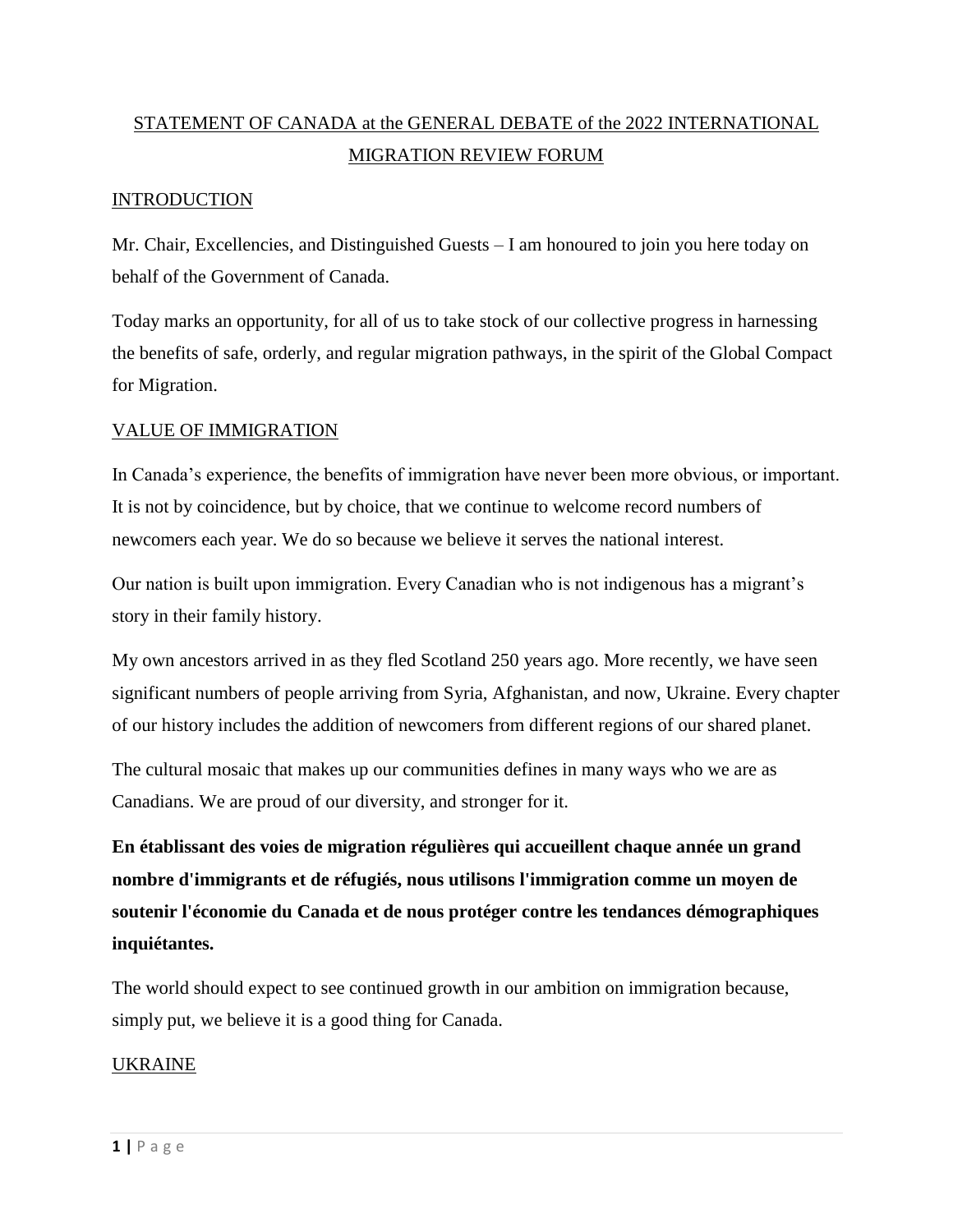# STATEMENT OF CANADA at the GENERAL DEBATE of the 2022 INTERNATIONAL MIGRATION REVIEW FORUM

## INTRODUCTION

Mr. Chair, Excellencies, and Distinguished Guests – I am honoured to join you here today on behalf of the Government of Canada.

Today marks an opportunity, for all of us to take stock of our collective progress in harnessing the benefits of safe, orderly, and regular migration pathways, in the spirit of the Global Compact for Migration.

## VALUE OF IMMIGRATION

In Canada's experience, the benefits of immigration have never been more obvious, or important. It is not by coincidence, but by choice, that we continue to welcome record numbers of newcomers each year. We do so because we believe it serves the national interest.

Our nation is built upon immigration. Every Canadian who is not indigenous has a migrant's story in their family history.

My own ancestors arrived in as they fled Scotland 250 years ago. More recently, we have seen significant numbers of people arriving from Syria, Afghanistan, and now, Ukraine. Every chapter of our history includes the addition of newcomers from different regions of our shared planet.

The cultural mosaic that makes up our communities defines in many ways who we are as Canadians. We are proud of our diversity, and stronger for it.

**En établissant des voies de migration régulières qui accueillent chaque année un grand nombre d'immigrants et de réfugiés, nous utilisons l'immigration comme un moyen de soutenir l'économie du Canada et de nous protéger contre les tendances démographiques inquiétantes.**

The world should expect to see continued growth in our ambition on immigration because, simply put, we believe it is a good thing for Canada.

## UKRAINE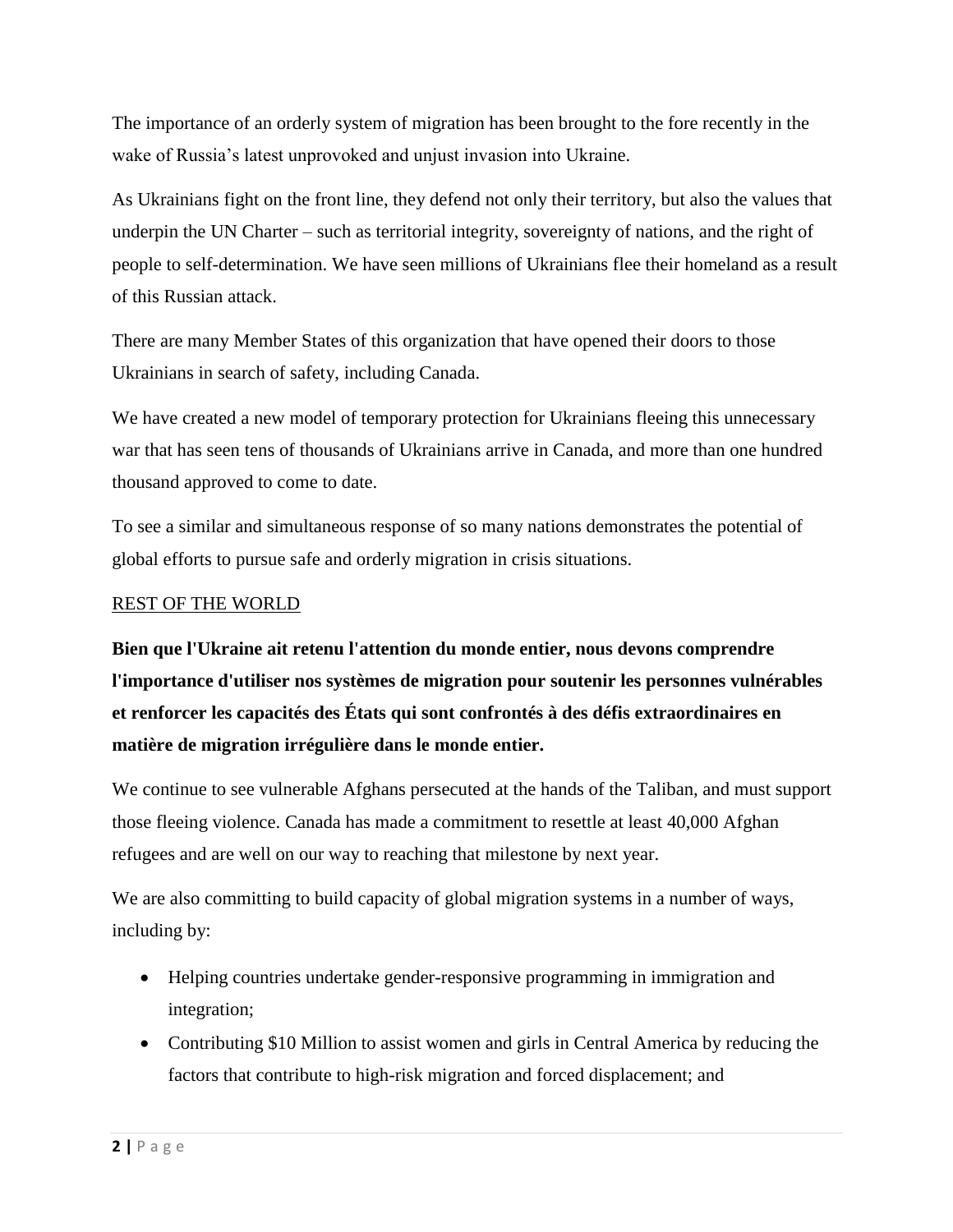The importance of an orderly system of migration has been brought to the fore recently in the wake of Russia's latest unprovoked and unjust invasion into Ukraine.

As Ukrainians fight on the front line, they defend not only their territory, but also the values that underpin the UN Charter – such as territorial integrity, sovereignty of nations, and the right of people to self-determination. We have seen millions of Ukrainians flee their homeland as a result of this Russian attack.

There are many Member States of this organization that have opened their doors to those Ukrainians in search of safety, including Canada.

We have created a new model of temporary protection for Ukrainians fleeing this unnecessary war that has seen tens of thousands of Ukrainians arrive in Canada, and more than one hundred thousand approved to come to date.

To see a similar and simultaneous response of so many nations demonstrates the potential of global efforts to pursue safe and orderly migration in crisis situations.

<u>REST OF THE WORLD</u>

**Bien que l'Ukraine ait retenu l'attention du monde entier, nous devons comprendre l'importance d'utiliser nos systèmes de migration pour soutenir les personnes vulnérables et renforcer les capacités des États qui sont confrontés à des défis extraordinaires en matière de migration irrégulière dans le monde entier.**

We continue to see vulnerable Afghans persecuted at the hands of the Taliban, and must support those fleeing violence. Canada has made a commitment to resettle at least 40,000 Afghan refugees and are well on our way to reaching that milestone by next year.

We are also committing to build capacity of global migration systems in a number of ways, including by:

- Helping countries undertake gender-responsive programming in immigration and integration;
- Contributing $10 Million to assist women and girls in Central America by reducing the factors that contribute to high-risk migration and forced displacement; and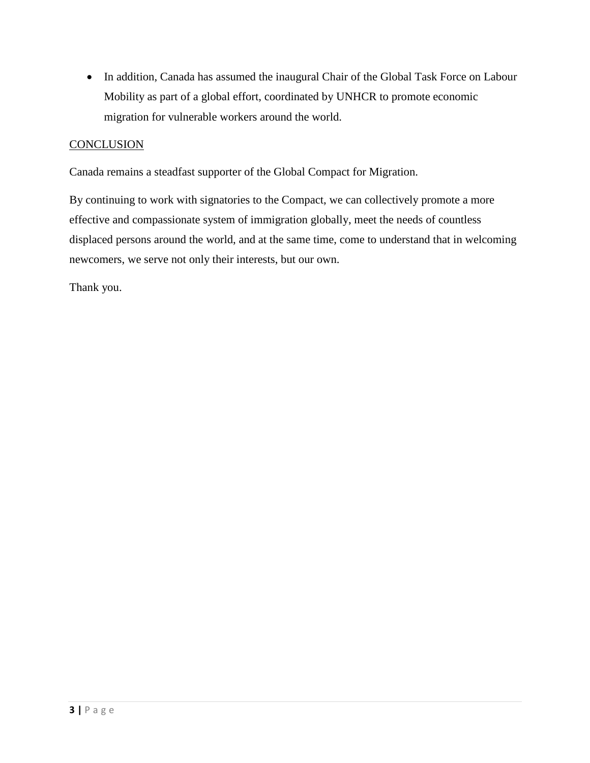- In addition, Canada has assumed the inaugural Chair of the Global Task Force on Labour Mobility as part of a global effort, coordinated by UNHCR to promote economic migration for vulnerable workers around the world.

<u>CONCLUSION</u>

Canada remains a steadfast supporter of the Global Compact for Migration.

By continuing to work with signatories to the Compact, we can collectively promote a more effective and compassionate system of immigration globally, meet the needs of countless displaced persons around the world, and at the same time, come to understand that in welcoming newcomers, we serve not only their interests, but our own.

Thank you.